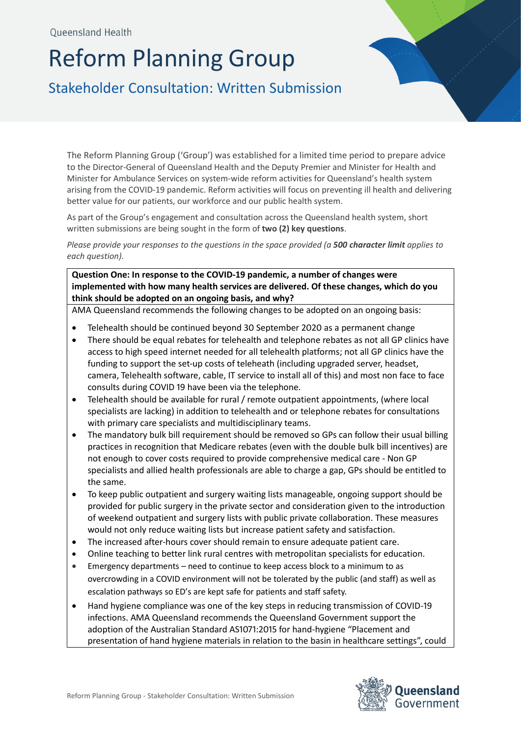Queensland Health

# Reform Planning Group

## Stakeholder Consultation: Written Submission

The Reform Planning Group ('Group') was established for a limited time period to prepare advice to the Director-General of Queensland Health and the Deputy Premier and Minister for Health and Minister for Ambulance Services on system-wide reform activities for Queensland's health system arising from the COVID-19 pandemic. Reform activities will focus on preventing ill health and delivering better value for our patients, our workforce and our public health system.

As part of the Group's engagement and consultation across the Queensland health system, short written submissions are being sought in the form of **two (2) key questions**.

*Please provide your responses to the questions in the space provided (a* ***500 character limit*** *applies to each question).*

**Question One: In response to the COVID-19 pandemic, a number of changes were implemented with how many health services are delivered. Of these changes, which do you think should be adopted on an ongoing basis, and why?**

AMA Queensland recommends the following changes to be adopted on an ongoing basis:

- Telehealth should be continued beyond 30 September 2020 as a permanent change
- There should be equal rebates for telehealth and telephone rebates as not all GP clinics have access to high speed internet needed for all telehealth platforms; not all GP clinics have the funding to support the set-up costs of teleheath (including upgraded server, headset, camera, Telehealth software, cable, IT service to install all of this) and most non face to face consults during COVID 19 have been via the telephone.
- Telehealth should be available for rural / remote outpatient appointments, (where local specialists are lacking) in addition to telehealth and or telephone rebates for consultations with primary care specialists and multidisciplinary teams.
- The mandatory bulk bill requirement should be removed so GPs can follow their usual billing practices in recognition that Medicare rebates (even with the double bulk bill incentives) are not enough to cover costs required to provide comprehensive medical care - Non GP specialists and allied health professionals are able to charge a gap, GPs should be entitled to the same.
- To keep public outpatient and surgery waiting lists manageable, ongoing support should be provided for public surgery in the private sector and consideration given to the introduction of weekend outpatient and surgery lists with public private collaboration. These measures would not only reduce waiting lists but increase patient safety and satisfaction.
- The increased after-hours cover should remain to ensure adequate patient care.
- Online teaching to better link rural centres with metropolitan specialists for education.
- Emergency departments – need to continue to keep access block to a minimum to as overcrowding in a COVID environment will not be tolerated by the public (and staff) as well as escalation pathways so ED's are kept safe for patients and staff safety.
- Hand hygiene compliance was one of the key steps in reducing transmission of COVID-19 infections. AMA Queensland recommends the Queensland Government support the adoption of the Australian Standard AS1071:2015 for hand-hygiene "Placement and presentation of hand hygiene materials in relation to the basin in healthcare settings", could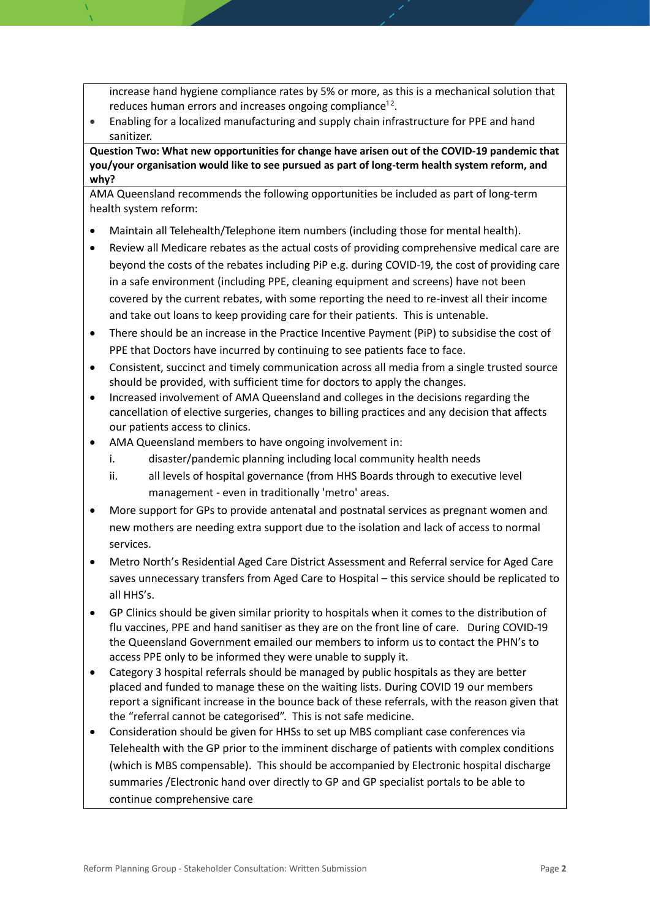increase hand hygiene compliance rates by 5% or more, as this is a mechanical solution that reduces human errors and increases ongoing compliance[12].

- Enabling for a localized manufacturing and supply chain infrastructure for PPE and hand sanitizer.

**Question Two: What new opportunities for change have arisen out of the COVID-19 pandemic that you/your organisation would like to see pursued as part of long-term health system reform, and why?**

AMA Queensland recommends the following opportunities be included as part of long-term health system reform:

- Maintain all Telehealth/Telephone item numbers (including those for mental health).
- Review all Medicare rebates as the actual costs of providing comprehensive medical care are beyond the costs of the rebates including PiP e.g. during COVID-19, the cost of providing care in a safe environment (including PPE, cleaning equipment and screens) have not been covered by the current rebates, with some reporting the need to re-invest all their income and take out loans to keep providing care for their patients. This is untenable.
- There should be an increase in the Practice Incentive Payment (PiP) to subsidise the cost of PPE that Doctors have incurred by continuing to see patients face to face.
- Consistent, succinct and timely communication across all media from a single trusted source should be provided, with sufficient time for doctors to apply the changes.
- Increased involvement of AMA Queensland and colleges in the decisions regarding the cancellation of elective surgeries, changes to billing practices and any decision that affects our patients access to clinics.
- AMA Queensland members to have ongoing involvement in:
  i. disaster/pandemic planning including local community health needs
  ii. all levels of hospital governance (from HHS Boards through to executive level management - even in traditionally 'metro' areas.
- More support for GPs to provide antenatal and postnatal services as pregnant women and new mothers are needing extra support due to the isolation and lack of access to normal services.
- Metro North's Residential Aged Care District Assessment and Referral service for Aged Care saves unnecessary transfers from Aged Care to Hospital – this service should be replicated to all HHS's.
- GP Clinics should be given similar priority to hospitals when it comes to the distribution of flu vaccines, PPE and hand sanitiser as they are on the front line of care. During COVID-19 the Queensland Government emailed our members to inform us to contact the PHN's to access PPE only to be informed they were unable to supply it.
- Category 3 hospital referrals should be managed by public hospitals as they are better placed and funded to manage these on the waiting lists. During COVID 19 our members report a significant increase in the bounce back of these referrals, with the reason given that the "referral cannot be categorised". This is not safe medicine.
- Consideration should be given for HHSs to set up MBS compliant case conferences via Telehealth with the GP prior to the imminent discharge of patients with complex conditions (which is MBS compensable). This should be accompanied by Electronic hospital discharge summaries /Electronic hand over directly to GP and GP specialist portals to be able to continue comprehensive care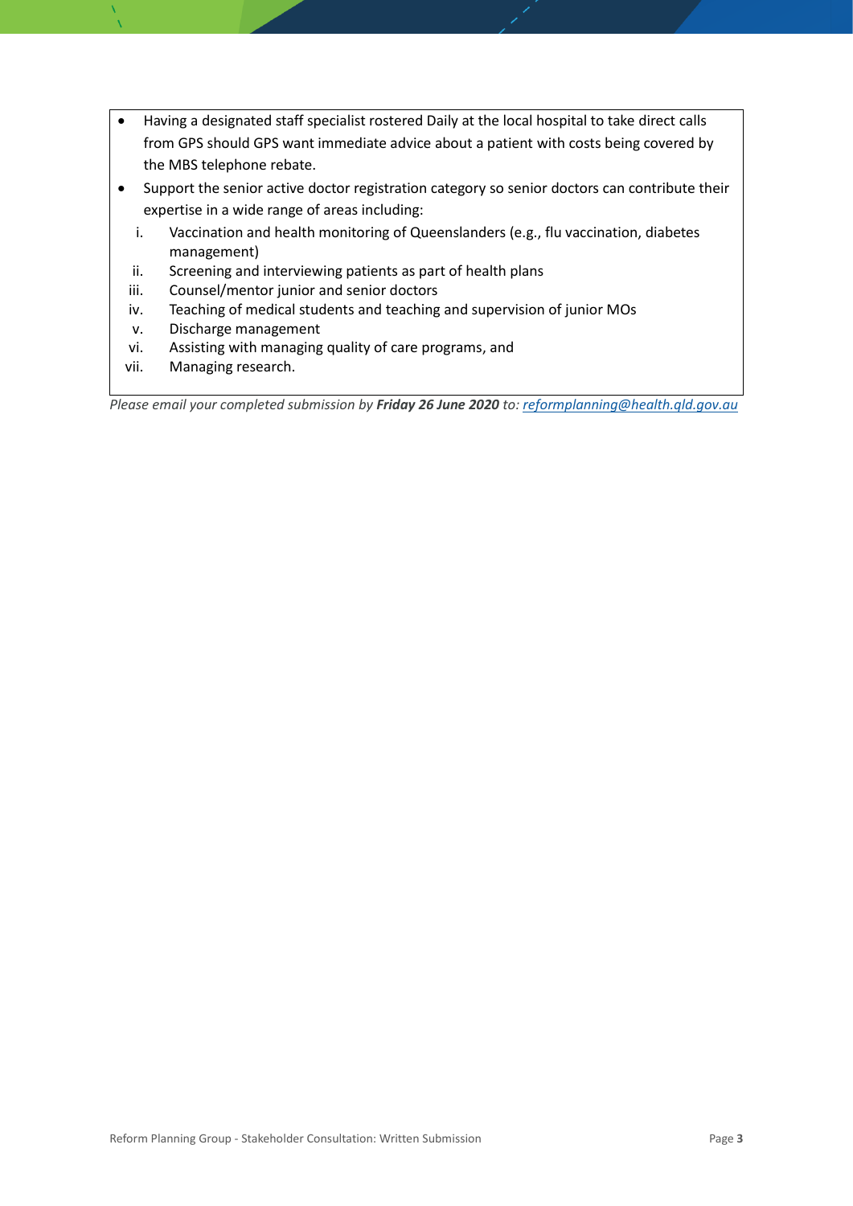- Having a designated staff specialist rostered Daily at the local hospital to take direct calls from GPS should GPS want immediate advice about a patient with costs being covered by the MBS telephone rebate.
- Support the senior active doctor registration category so senior doctors can contribute their expertise in a wide range of areas including:
  i. Vaccination and health monitoring of Queenslanders (e.g., flu vaccination, diabetes management)
  ii. Screening and interviewing patients as part of health plans
  iii. Counsel/mentor junior and senior doctors
  iv. Teaching of medical students and teaching and supervision of junior MOs
  v. Discharge management
  vi. Assisting with managing quality of care programs, and
  vii. Managing research.

*Please email your completed submission by **Friday 26 June 2020** to: reformplanning@health.qld.gov.au*